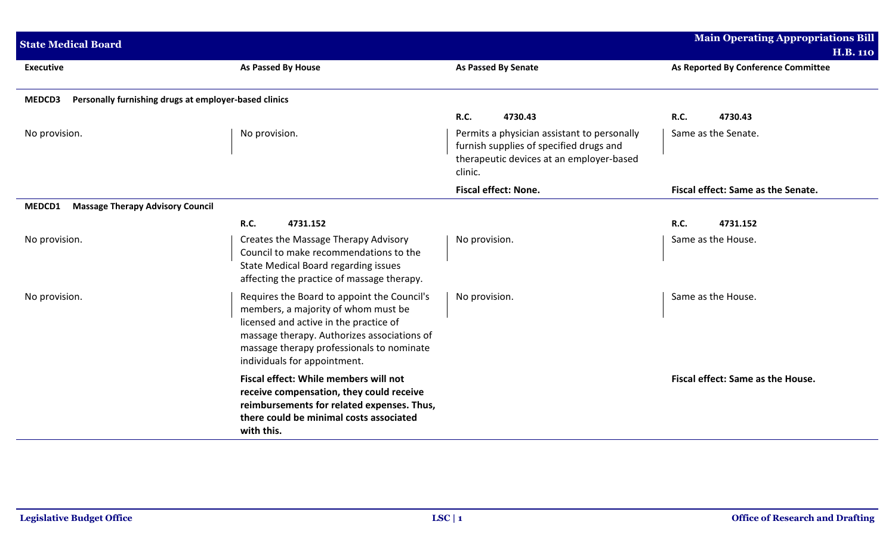**State Medical Board** — **Main Operating Appropriations Bill H.B. 110**

| Executive | As Passed By House | As Passed By Senate | As Reported By Conference Committee |
|---|---|---|---|
| **MEDCD3 Personally furnishing drugs at employer-based clinics** | | | |
| | | **R.C. 4730.43** | **R.C. 4730.43** |
| No provision. | No provision. | Permits a physician assistant to personally furnish supplies of specified drugs and therapeutic devices at an employer-based clinic. | Same as the Senate. |
| | | **Fiscal effect: None.** | **Fiscal effect: Same as the Senate.** |
| **MEDCD1 Massage Therapy Advisory Council** | | | |
| | **R.C. 4731.152** | | **R.C. 4731.152** |
| No provision. | Creates the Massage Therapy Advisory Council to make recommendations to the State Medical Board regarding issues affecting the practice of massage therapy. | No provision. | Same as the House. |
| No provision. | Requires the Board to appoint the Council's members, a majority of whom must be licensed and active in the practice of massage therapy. Authorizes associations of massage therapy professionals to nominate individuals for appointment. | No provision. | Same as the House. |
| | **Fiscal effect: While members will not receive compensation, they could receive reimbursements for related expenses. Thus, there could be minimal costs associated with this.** | | **Fiscal effect: Same as the House.** |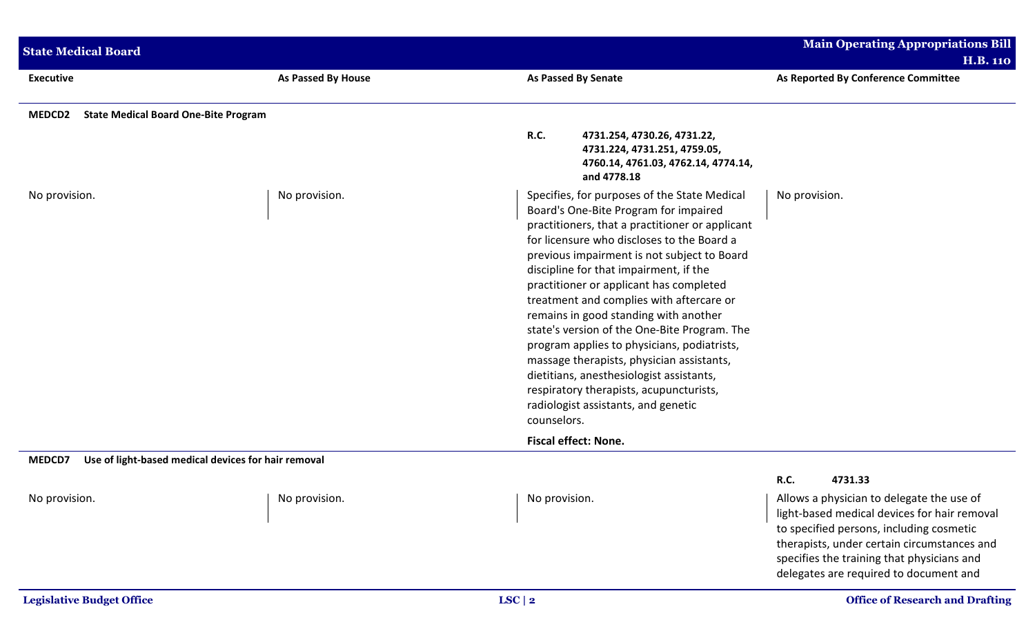| Executive | As Passed By House | As Passed By Senate | As Reported By Conference Committee |
|---|---|---|---|
| **MEDCD2 State Medical Board One-Bite Program** | | | |
| | | **R.C. 4731.254, 4730.26, 4731.22, 4731.224, 4731.251, 4759.05, 4760.14, 4761.03, 4762.14, 4774.14, and 4778.18** | |
| No provision. | No provision. | Specifies, for purposes of the State Medical Board's One-Bite Program for impaired practitioners, that a practitioner or applicant for licensure who discloses to the Board a previous impairment is not subject to Board discipline for that impairment, if the practitioner or applicant has completed treatment and complies with aftercare or remains in good standing with another state's version of the One-Bite Program. The program applies to physicians, podiatrists, massage therapists, physician assistants, dietitians, anesthesiologist assistants, respiratory therapists, acupuncturists, radiologist assistants, and genetic counselors. | No provision. |
| | | **Fiscal effect: None.** | |
| **MEDCD7 Use of light-based medical devices for hair removal** | | | |
| | | | **R.C. 4731.33** |
| No provision. | No provision. | No provision. | Allows a physician to delegate the use of light-based medical devices for hair removal to specified persons, including cosmetic therapists, under certain circumstances and specifies the training that physicians and delegates are required to document and |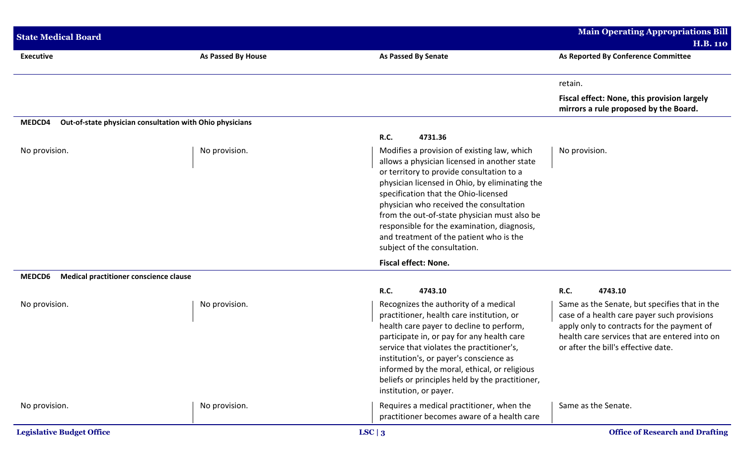| Executive | As Passed By House | As Passed By Senate | As Reported By Conference Committee |
|---|---|---|---|
| | | | retain. |
| | | | **Fiscal effect: None, this provision largely mirrors a rule proposed by the Board.** |
| **MEDCD4 Out-of-state physician consultation with Ohio physicians** | | | |
| | | **R.C. 4731.36** | |
| No provision. | No provision. | Modifies a provision of existing law, which allows a physician licensed in another state or territory to provide consultation to a physician licensed in Ohio, by eliminating the specification that the Ohio-licensed physician who received the consultation from the out-of-state physician must also be responsible for the examination, diagnosis, and treatment of the patient who is the subject of the consultation. | No provision. |
| | | **Fiscal effect: None.** | |
| **MEDCD6 Medical practitioner conscience clause** | | | |
| | | **R.C. 4743.10** | **R.C. 4743.10** |
| No provision. | No provision. | Recognizes the authority of a medical practitioner, health care institution, or health care payer to decline to perform, participate in, or pay for any health care service that violates the practitioner's, institution's, or payer's conscience as informed by the moral, ethical, or religious beliefs or principles held by the practitioner, institution, or payer. | Same as the Senate, but specifies that in the case of a health care payer such provisions apply only to contracts for the payment of health care services that are entered into on or after the bill's effective date. |
| No provision. | No provision. | Requires a medical practitioner, when the practitioner becomes aware of a health care | Same as the Senate. |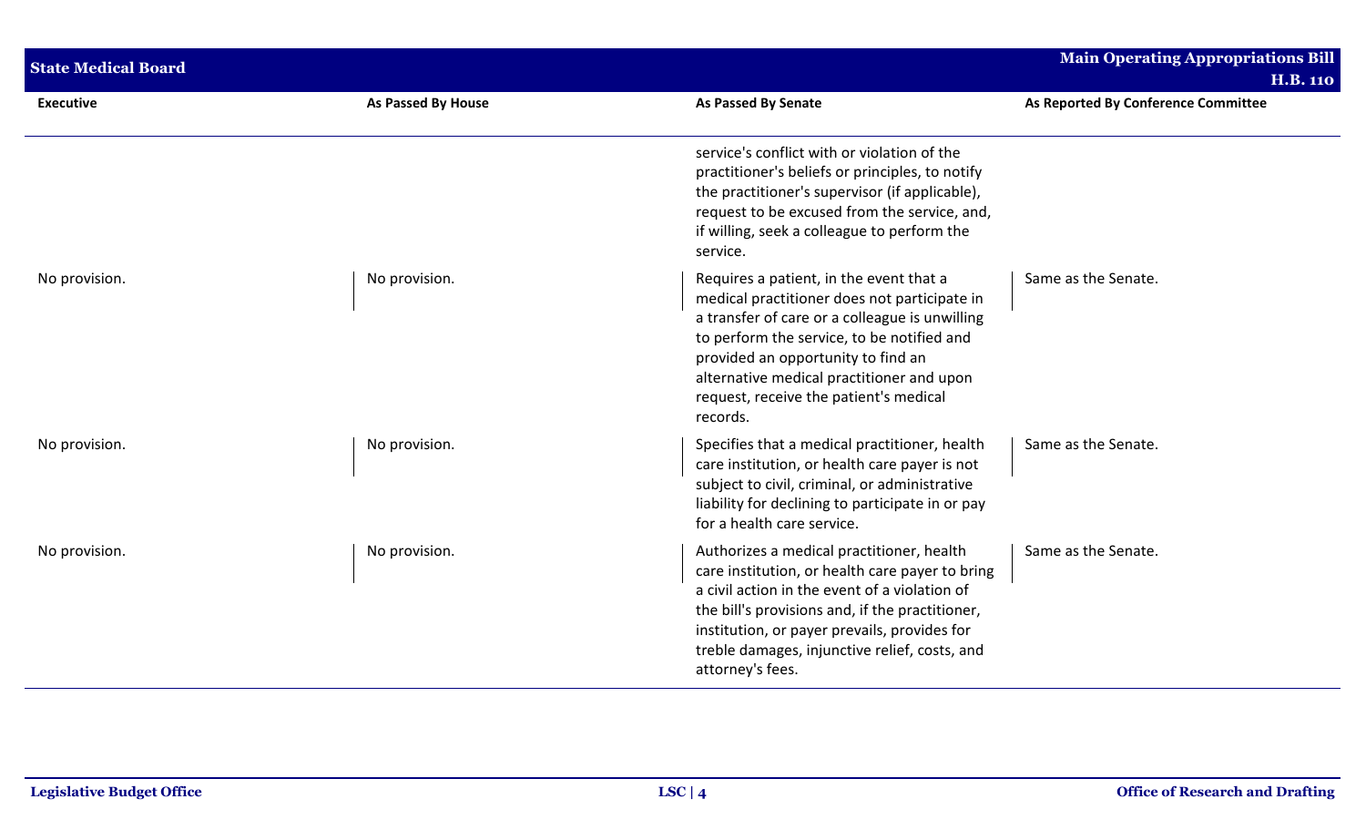| Executive | As Passed By House | As Passed By Senate | As Reported By Conference Committee |
|---|---|---|---|
| | | service's conflict with or violation of the practitioner's beliefs or principles, to notify the practitioner's supervisor (if applicable), request to be excused from the service, and, if willing, seek a colleague to perform the service. | |
| No provision. | No provision. | Requires a patient, in the event that a medical practitioner does not participate in a transfer of care or a colleague is unwilling to perform the service, to be notified and provided an opportunity to find an alternative medical practitioner and upon request, receive the patient's medical records. | Same as the Senate. |
| No provision. | No provision. | Specifies that a medical practitioner, health care institution, or health care payer is not subject to civil, criminal, or administrative liability for declining to participate in or pay for a health care service. | Same as the Senate. |
| No provision. | No provision. | Authorizes a medical practitioner, health care institution, or health care payer to bring a civil action in the event of a violation of the bill's provisions and, if the practitioner, institution, or payer prevails, provides for treble damages, injunctive relief, costs, and attorney's fees. | Same as the Senate. |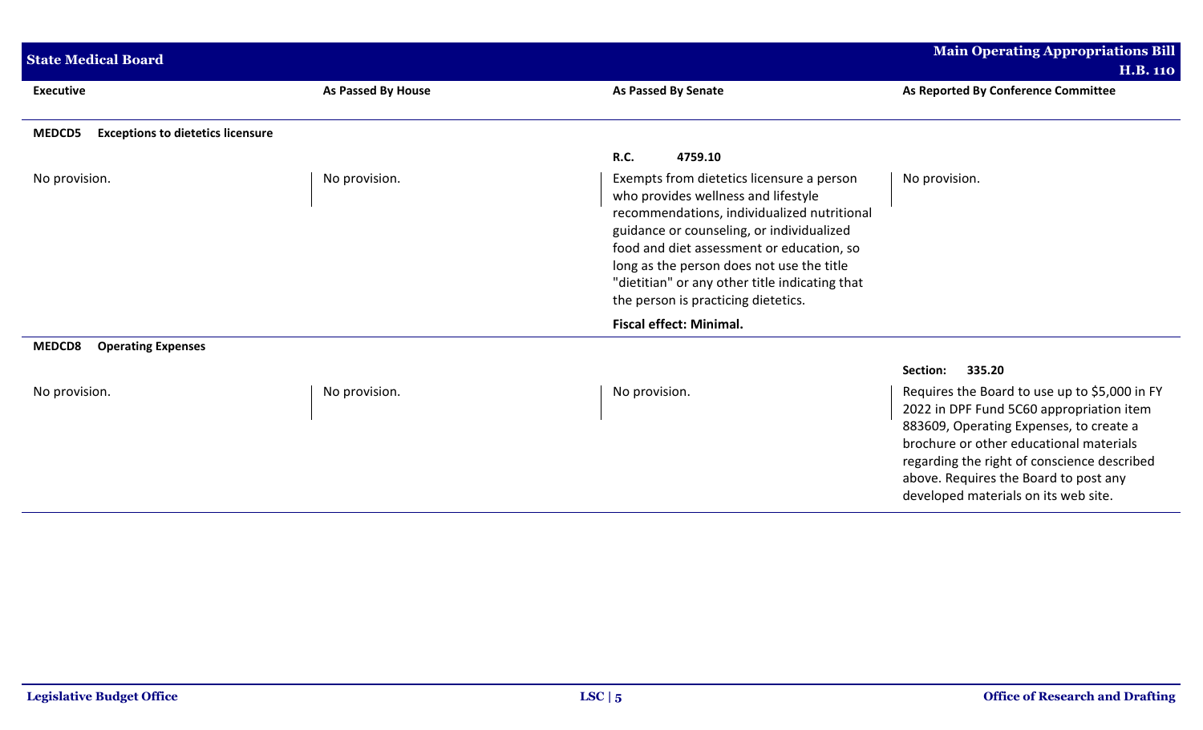| Executive | As Passed By House | As Passed By Senate | As Reported By Conference Committee |
|---|---|---|---|
| **MEDCD5 Exceptions to dietetics licensure** | | | |
| | | **R.C. 4759.10** | |
| No provision. | No provision. | Exempts from dietetics licensure a person who provides wellness and lifestyle recommendations, individualized nutritional guidance or counseling, or individualized food and diet assessment or education, so long as the person does not use the title "dietitian" or any other title indicating that the person is practicing dietetics. | No provision. |
| | | **Fiscal effect: Minimal.** | |
| **MEDCD8 Operating Expenses** | | | |
| | | | **Section: 335.20** |
| No provision. | No provision. | No provision. | Requires the Board to use up to $5,000 in FY 2022 in DPF Fund 5C60 appropriation item 883609, Operating Expenses, to create a brochure or other educational materials regarding the right of conscience described above. Requires the Board to post any developed materials on its web site. |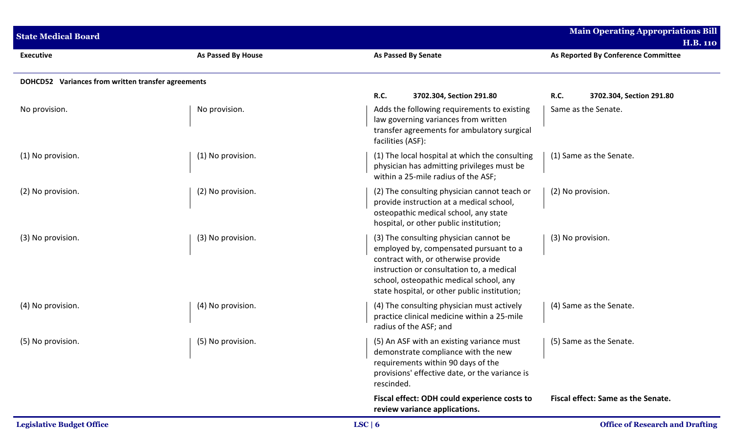| Executive | As Passed By House | As Passed By Senate | As Reported By Conference Committee |
|---|---|---|---|
| **DOHCD52 Variances from written transfer agreements** | | | |
| | | **R.C. 3702.304, Section 291.80** | **R.C. 3702.304, Section 291.80** |
| No provision. | No provision. | Adds the following requirements to existing law governing variances from written transfer agreements for ambulatory surgical facilities (ASF): | Same as the Senate. |
| (1) No provision. | (1) No provision. | (1) The local hospital at which the consulting physician has admitting privileges must be within a 25-mile radius of the ASF; | (1) Same as the Senate. |
| (2) No provision. | (2) No provision. | (2) The consulting physician cannot teach or provide instruction at a medical school, osteopathic medical school, any state hospital, or other public institution; | (2) No provision. |
| (3) No provision. | (3) No provision. | (3) The consulting physician cannot be employed by, compensated pursuant to a contract with, or otherwise provide instruction or consultation to, a medical school, osteopathic medical school, any state hospital, or other public institution; | (3) No provision. |
| (4) No provision. | (4) No provision. | (4) The consulting physician must actively practice clinical medicine within a 25-mile radius of the ASF; and | (4) Same as the Senate. |
| (5) No provision. | (5) No provision. | (5) An ASF with an existing variance must demonstrate compliance with the new requirements within 90 days of the provisions' effective date, or the variance is rescinded. | (5) Same as the Senate. |
| | | **Fiscal effect: ODH could experience costs to review variance applications.** | **Fiscal effect: Same as the Senate.** |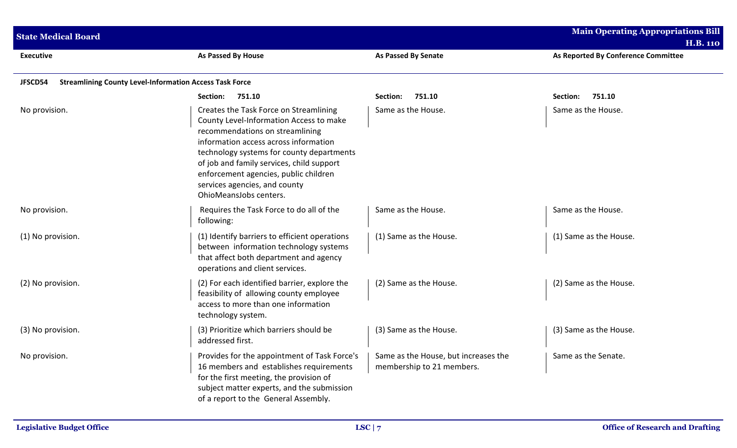| Executive | As Passed By House | As Passed By Senate | As Reported By Conference Committee |
|---|---|---|---|
| **JFSCD54 Streamlining County Level-Information Access Task Force** | | | |
| | **Section: 751.10** | **Section: 751.10** | **Section: 751.10** |
| No provision. | Creates the Task Force on Streamlining County Level-Information Access to make recommendations on streamlining information access across information technology systems for county departments of job and family services, child support enforcement agencies, public children services agencies, and county OhioMeansJobs centers. | Same as the House. | Same as the House. |
| No provision. | Requires the Task Force to do all of the following: | Same as the House. | Same as the House. |
| (1) No provision. | (1) Identify barriers to efficient operations between information technology systems that affect both department and agency operations and client services. | (1) Same as the House. | (1) Same as the House. |
| (2) No provision. | (2) For each identified barrier, explore the feasibility of allowing county employee access to more than one information technology system. | (2) Same as the House. | (2) Same as the House. |
| (3) No provision. | (3) Prioritize which barriers should be addressed first. | (3) Same as the House. | (3) Same as the House. |
| No provision. | Provides for the appointment of Task Force's 16 members and establishes requirements for the first meeting, the provision of subject matter experts, and the submission of a report to the General Assembly. | Same as the House, but increases the membership to 21 members. | Same as the Senate. |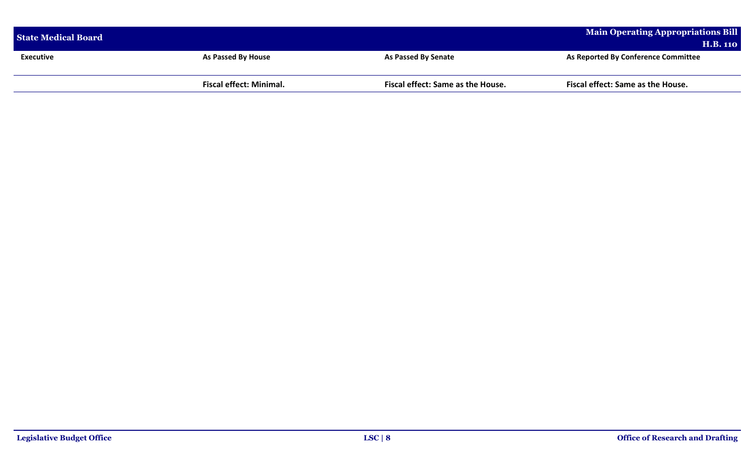| Executive | As Passed By House | As Passed By Senate | As Reported By Conference Committee |
|---|---|---|---|
| | **Fiscal effect: Minimal.** | **Fiscal effect: Same as the House.** | **Fiscal effect: Same as the House.** |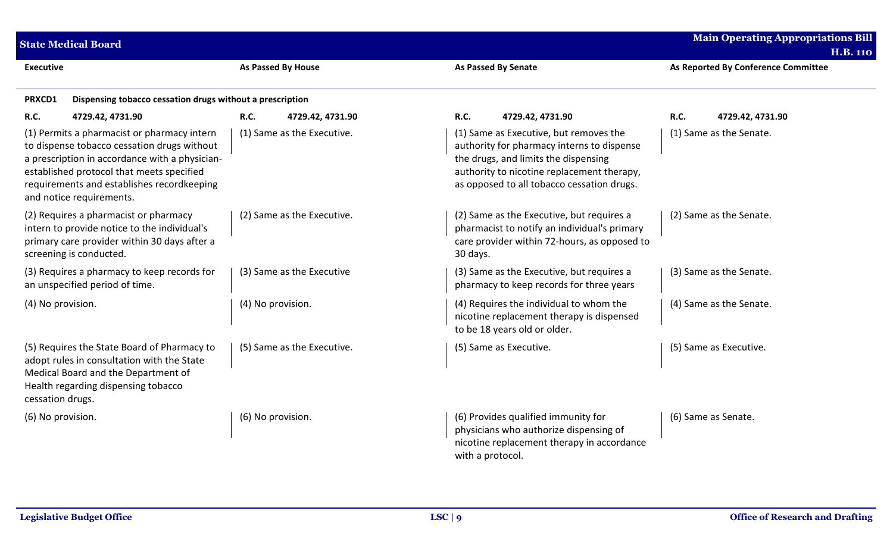| Executive | As Passed By House | As Passed By Senate | As Reported By Conference Committee |
|---|---|---|---|
| **PRXCD1 Dispensing tobacco cessation drugs without a prescription** | | | |
| **R.C. 4729.42, 4731.90** | **R.C. 4729.42, 4731.90** | **R.C. 4729.42, 4731.90** | **R.C. 4729.42, 4731.90** |
| (1) Permits a pharmacist or pharmacy intern to dispense tobacco cessation drugs without a prescription in accordance with a physician-established protocol that meets specified requirements and establishes recordkeeping and notice requirements. | (1) Same as the Executive. | (1) Same as Executive, but removes the authority for pharmacy interns to dispense the drugs, and limits the dispensing authority to nicotine replacement therapy, as opposed to all tobacco cessation drugs. | (1) Same as the Senate. |
| (2) Requires a pharmacist or pharmacy intern to provide notice to the individual's primary care provider within 30 days after a screening is conducted. | (2) Same as the Executive. | (2) Same as the Executive, but requires a pharmacist to notify an individual's primary care provider within 72-hours, as opposed to 30 days. | (2) Same as the Senate. |
| (3) Requires a pharmacy to keep records for an unspecified period of time. | (3) Same as the Executive | (3) Same as the Executive, but requires a pharmacy to keep records for three years | (3) Same as the Senate. |
| (4) No provision. | (4) No provision. | (4) Requires the individual to whom the nicotine replacement therapy is dispensed to be 18 years old or older. | (4) Same as the Senate. |
| (5) Requires the State Board of Pharmacy to adopt rules in consultation with the State Medical Board and the Department of Health regarding dispensing tobacco cessation drugs. | (5) Same as the Executive. | (5) Same as Executive. | (5) Same as Executive. |
| (6) No provision. | (6) No provision. | (6) Provides qualified immunity for physicians who authorize dispensing of nicotine replacement therapy in accordance with a protocol. | (6) Same as Senate. |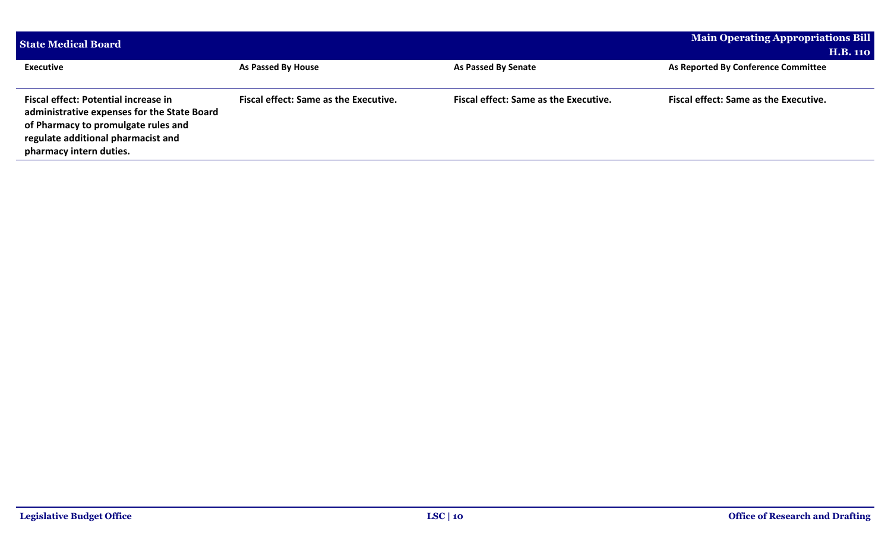| Executive | As Passed By House | As Passed By Senate | As Reported By Conference Committee |
|---|---|---|---|
| **Fiscal effect: Potential increase in administrative expenses for the State Board of Pharmacy to promulgate rules and regulate additional pharmacist and pharmacy intern duties.** | **Fiscal effect: Same as the Executive.** | **Fiscal effect: Same as the Executive.** | **Fiscal effect: Same as the Executive.** |